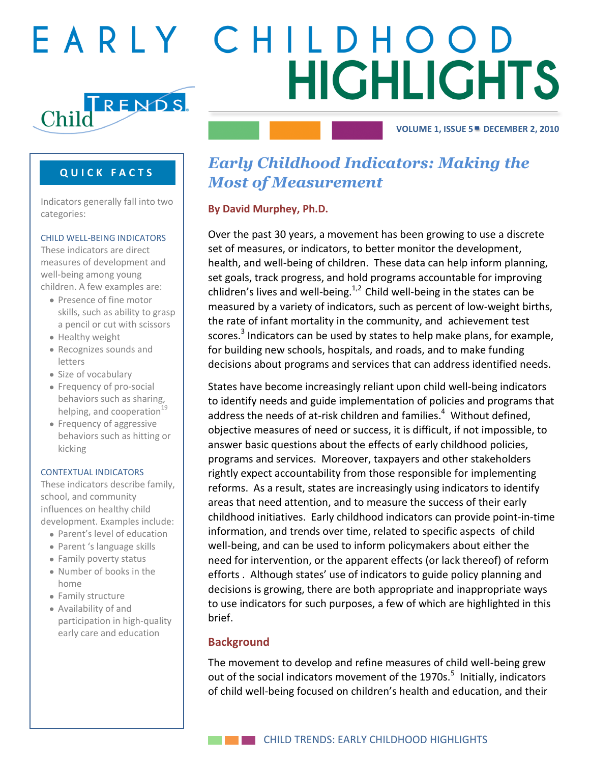# EARLY CHILDHOOD HIGHLIGHTS

Child Trends

VOLUME 1, ISSUE 5 ▪ DECEMBER 2, 2010

## *Early Childhood Indicators: Making the Most of Measurement*

**By David Murphey, Ph.D.**

Over the past 30 years, a movement has been growing to use a discrete set of measures, or indicators, to better monitor the development, health, and well-being of children. These data can help inform planning, set goals, track progress, and hold programs accountable for improving chilrden's lives and well-being.[1,2] Child well-being in the states can be measured by a variety of indicators, such as percent of low-weight births, the rate of infant mortality in the community, and achievement test scores.[3] Indicators can be used by states to help make plans, for example, for building new schools, hospitals, and roads, and to make funding decisions about programs and services that can address identified needs.

States have become increasingly reliant upon child well-being indicators to identify needs and guide implementation of policies and programs that address the needs of at-risk children and families.[4] Without defined, objective measures of need or success, it is difficult, if not impossible, to answer basic questions about the effects of early childhood policies, programs and services. Moreover, taxpayers and other stakeholders rightly expect accountability from those responsible for implementing reforms. As a result, states are increasingly using indicators to identify areas that need attention, and to measure the success of their early childhood initiatives. Early childhood indicators can provide point-in-time information, and trends over time, related to specific aspects of child well-being, and can be used to inform policymakers about either the need for intervention, or the apparent effects (or lack thereof) of reform efforts . Although states' use of indicators to guide policy planning and decisions is growing, there are both appropriate and inappropriate ways to use indicators for such purposes, a few of which are highlighted in this brief.

### Background

The movement to develop and refine measures of child well-being grew out of the social indicators movement of the 1970s.[5] Initially, indicators of child well-being focused on children's health and education, and their

---

**QUICK FACTS**

Indicators generally fall into two categories:

CHILD WELL-BEING INDICATORS

These indicators are direct measures of development and well-being among young children. A few examples are:

- Presence of fine motor skills, such as ability to grasp a pencil or cut with scissors
- Healthy weight
- Recognizes sounds and letters
- Size of vocabulary
- Frequency of pro-social behaviors such as sharing, helping, and cooperation[19]
- Frequency of aggressive behaviors such as hitting or kicking

CONTEXTUAL INDICATORS

These indicators describe family, school, and community influences on healthy child development. Examples include:

- Parent's level of education
- Parent 's language skills
- Family poverty status
- Number of books in the home
- Family structure
- Availability of and participation in high-quality early care and education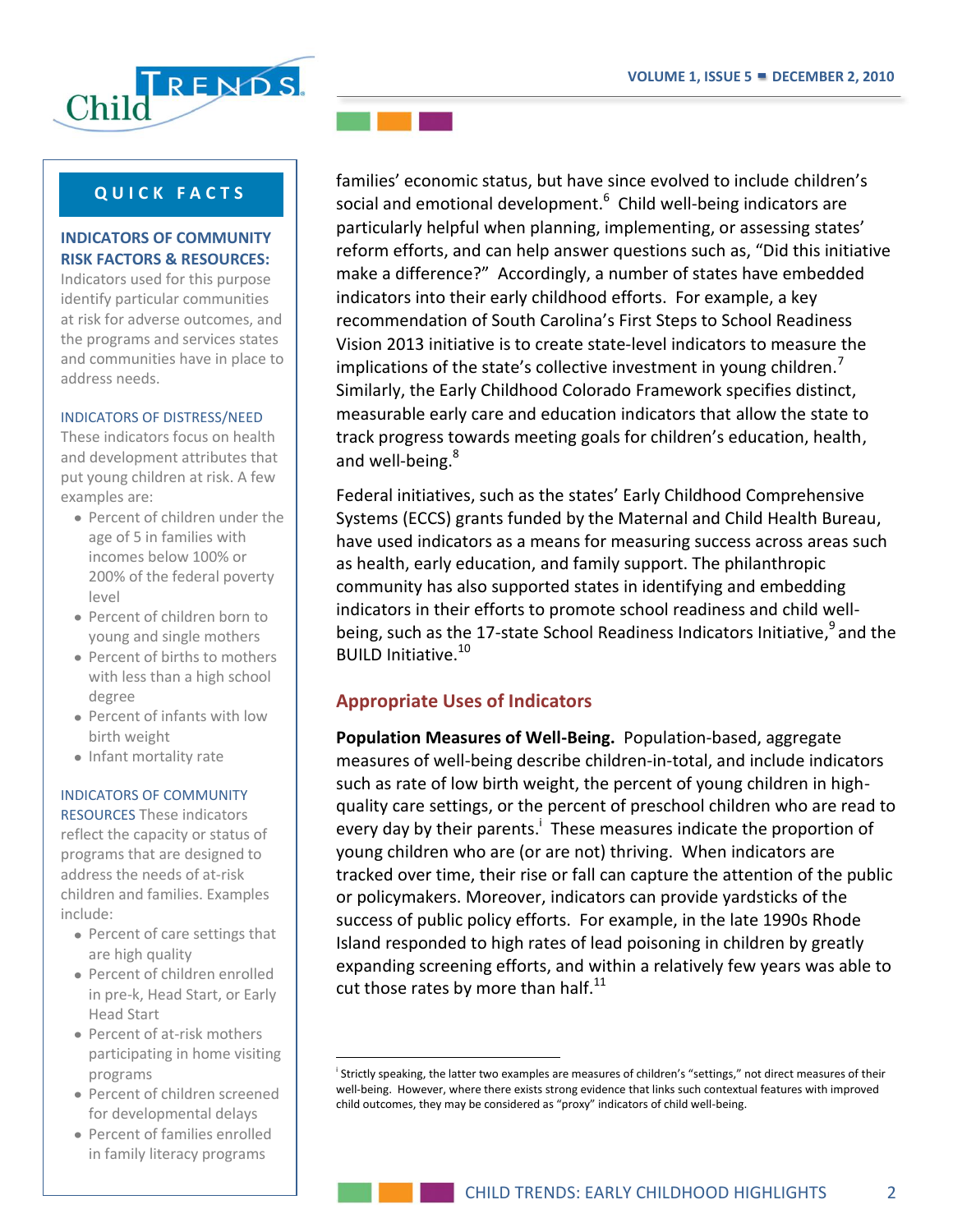families' economic status, but have since evolved to include children's social and emotional development.[6] Child well-being indicators are particularly helpful when planning, implementing, or assessing states' reform efforts, and can help answer questions such as, "Did this initiative make a difference?" Accordingly, a number of states have embedded indicators into their early childhood efforts. For example, a key recommendation of South Carolina's First Steps to School Readiness Vision 2013 initiative is to create state-level indicators to measure the implications of the state's collective investment in young children.[7] Similarly, the Early Childhood Colorado Framework specifies distinct, measurable early care and education indicators that allow the state to track progress towards meeting goals for children's education, health, and well-being.[8]

Federal initiatives, such as the states' Early Childhood Comprehensive Systems (ECCS) grants funded by the Maternal and Child Health Bureau, have used indicators as a means for measuring success across areas such as health, early education, and family support. The philanthropic community has also supported states in identifying and embedding indicators in their efforts to promote school readiness and child well-being, such as the 17-state School Readiness Indicators Initiative,[9] and the BUILD Initiative.[10]

## Appropriate Uses of Indicators

**Population Measures of Well-Being.** Population-based, aggregate measures of well-being describe children-in-total, and include indicators such as rate of low birth weight, the percent of young children in high-quality care settings, or the percent of preschool children who are read to every day by their parents.[i] These measures indicate the proportion of young children who are (or are not) thriving. When indicators are tracked over time, their rise or fall can capture the attention of the public or policymakers. Moreover, indicators can provide yardsticks of the success of public policy efforts. For example, in the late 1990s Rhode Island responded to high rates of lead poisoning in children by greatly expanding screening efforts, and within a relatively few years was able to cut those rates by more than half.[11]

[i] Strictly speaking, the latter two examples are measures of children's "settings," not direct measures of their well-being. However, where there exists strong evidence that links such contextual features with improved child outcomes, they may be considered as "proxy" indicators of child well-being.

## QUICK FACTS

**INDICATORS OF COMMUNITY RISK FACTORS & RESOURCES:** Indicators used for this purpose identify particular communities at risk for adverse outcomes, and the programs and services states and communities have in place to address needs.

INDICATORS OF DISTRESS/NEED These indicators focus on health and development attributes that put young children at risk. A few examples are:

- Percent of children under the age of 5 in families with incomes below 100% or 200% of the federal poverty level
- Percent of children born to young and single mothers
- Percent of births to mothers with less than a high school degree
- Percent of infants with low birth weight
- Infant mortality rate

INDICATORS OF COMMUNITY RESOURCES These indicators reflect the capacity or status of programs that are designed to address the needs of at-risk children and families. Examples include:

- Percent of care settings that are high quality
- Percent of children enrolled in pre-k, Head Start, or Early Head Start
- Percent of at-risk mothers participating in home visiting programs
- Percent of children screened for developmental delays
- Percent of families enrolled in family literacy programs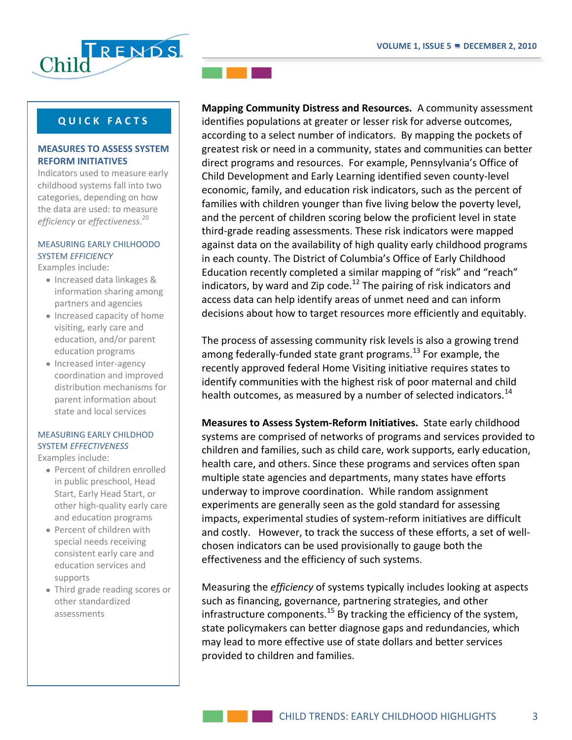**Mapping Community Distress and Resources.** A community assessment identifies populations at greater or lesser risk for adverse outcomes, according to a select number of indicators. By mapping the pockets of greatest risk or need in a community, states and communities can better direct programs and resources. For example, Pennsylvania's Office of Child Development and Early Learning identified seven county-level economic, family, and education risk indicators, such as the percent of families with children younger than five living below the poverty level, and the percent of children scoring below the proficient level in state third-grade reading assessments. These risk indicators were mapped against data on the availability of high quality early childhood programs in each county. The District of Columbia's Office of Early Childhood Education recently completed a similar mapping of "risk" and "reach" indicators, by ward and Zip code.[12] The pairing of risk indicators and access data can help identify areas of unmet need and can inform decisions about how to target resources more efficiently and equitably.

The process of assessing community risk levels is also a growing trend among federally-funded state grant programs.[13] For example, the recently approved federal Home Visiting initiative requires states to identify communities with the highest risk of poor maternal and child health outcomes, as measured by a number of selected indicators.[14]

**Measures to Assess System-Reform Initiatives.** State early childhood systems are comprised of networks of programs and services provided to children and families, such as child care, work supports, early education, health care, and others. Since these programs and services often span multiple state agencies and departments, many states have efforts underway to improve coordination. While random assignment experiments are generally seen as the gold standard for assessing impacts, experimental studies of system-reform initiatives are difficult and costly. However, to track the success of these efforts, a set of well-chosen indicators can be used provisionally to gauge both the effectiveness and the efficiency of such systems.

Measuring the *efficiency* of systems typically includes looking at aspects such as financing, governance, partnering strategies, and other infrastructure components.[15] By tracking the efficiency of the system, state policymakers can better diagnose gaps and redundancies, which may lead to more effective use of state dollars and better services provided to children and families.

## QUICK FACTS

### MEASURES TO ASSESS SYSTEM REFORM INITIATIVES

Indicators used to measure early childhood systems fall into two categories, depending on how the data are used: to measure *efficiency* or *effectiveness*.[20]

#### MEASURING EARLY CHILHOODO SYSTEM *EFFICIENCY*

Examples include:

- Increased data linkages & information sharing among partners and agencies
- Increased capacity of home visiting, early care and education, and/or parent education programs
- Increased inter-agency coordination and improved distribution mechanisms for parent information about state and local services

#### MEASURING EARLY CHILDHOOD SYSTEM *EFFECTIVENESS*

Examples include:

- Percent of children enrolled in public preschool, Head Start, Early Head Start, or other high-quality early care and education programs
- Percent of children with special needs receiving consistent early care and education services and supports
- Third grade reading scores or other standardized assessments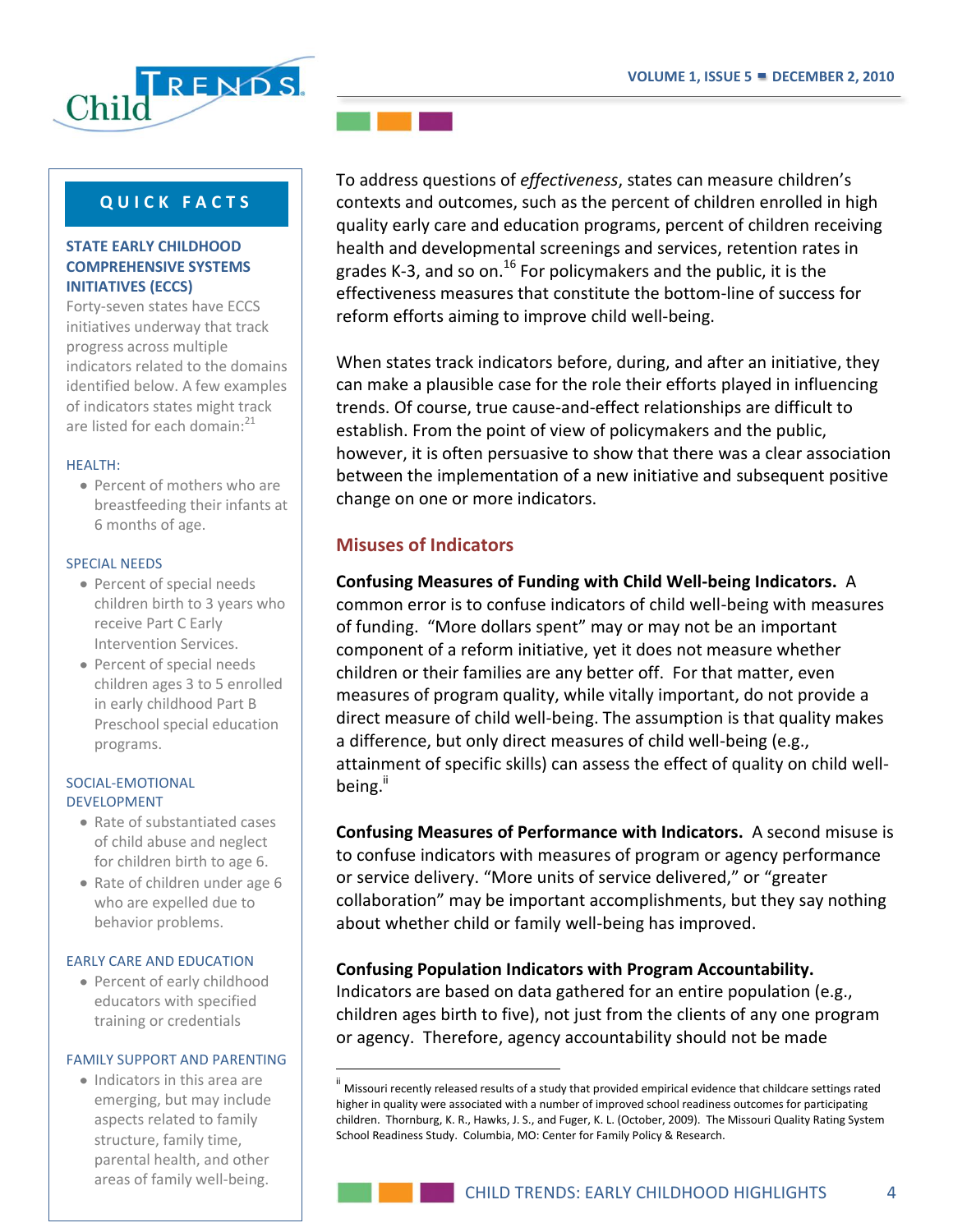To address questions of *effectiveness*, states can measure children's contexts and outcomes, such as the percent of children enrolled in high quality early care and education programs, percent of children receiving health and developmental screenings and services, retention rates in grades K-3, and so on.[16] For policymakers and the public, it is the effectiveness measures that constitute the bottom-line of success for reform efforts aiming to improve child well-being.

When states track indicators before, during, and after an initiative, they can make a plausible case for the role their efforts played in influencing trends. Of course, true cause-and-effect relationships are difficult to establish. From the point of view of policymakers and the public, however, it is often persuasive to show that there was a clear association between the implementation of a new initiative and subsequent positive change on one or more indicators.

## Misuses of Indicators

**Confusing Measures of Funding with Child Well-being Indicators.** A common error is to confuse indicators of child well-being with measures of funding. "More dollars spent" may or may not be an important component of a reform initiative, yet it does not measure whether children or their families are any better off. For that matter, even measures of program quality, while vitally important, do not provide a direct measure of child well-being. The assumption is that quality makes a difference, but only direct measures of child well-being (e.g., attainment of specific skills) can assess the effect of quality on child well-being.[ii]

**Confusing Measures of Performance with Indicators.** A second misuse is to confuse indicators with measures of program or agency performance or service delivery. "More units of service delivered," or "greater collaboration" may be important accomplishments, but they say nothing about whether child or family well-being has improved.

**Confusing Population Indicators with Program Accountability.** Indicators are based on data gathered for an entire population (e.g., children ages birth to five), not just from the clients of any one program or agency. Therefore, agency accountability should not be made

[ii] Missouri recently released results of a study that provided empirical evidence that childcare settings rated higher in quality were associated with a number of improved school readiness outcomes for participating children. Thornburg, K. R., Hawks, J. S., and Fuger, K. L. (October, 2009). The Missouri Quality Rating System School Readiness Study. Columbia, MO: Center for Family Policy & Research.

---

## QUICK FACTS

### STATE EARLY CHILDHOOD COMPREHENSIVE SYSTEMS INITIATIVES (ECCS)

Forty-seven states have ECCS initiatives underway that track progress across multiple indicators related to the domains identified below. A few examples of indicators states might track are listed for each domain:[21]

HEALTH:

- Percent of mothers who are breastfeeding their infants at 6 months of age.

SPECIAL NEEDS

- Percent of special needs children birth to 3 years who receive Part C Early Intervention Services.
- Percent of special needs children ages 3 to 5 enrolled in early childhood Part B Preschool special education programs.

SOCIAL-EMOTIONAL DEVELOPMENT

- Rate of substantiated cases of child abuse and neglect for children birth to age 6.
- Rate of children under age 6 who are expelled due to behavior problems.

EARLY CARE AND EDUCATION

- Percent of early childhood educators with specified training or credentials

FAMILY SUPPORT AND PARENTING

- Indicators in this area are emerging, but may include aspects related to family structure, family time, parental health, and other areas of family well-being.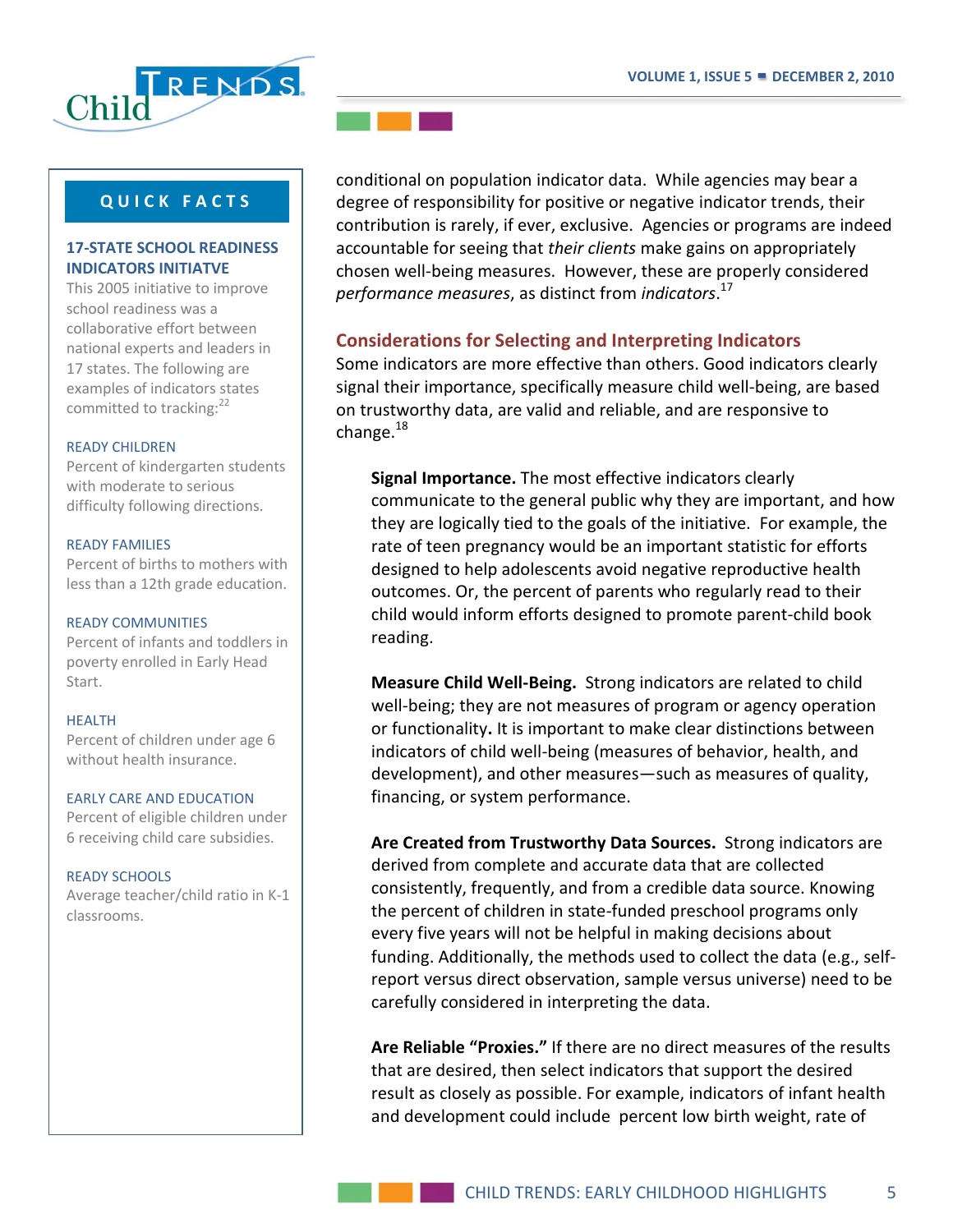conditional on population indicator data. While agencies may bear a degree of responsibility for positive or negative indicator trends, their contribution is rarely, if ever, exclusive. Agencies or programs are indeed accountable for seeing that *their clients* make gains on appropriately chosen well-being measures. However, these are properly considered *performance measures*, as distinct from *indicators*.[17]

## Considerations for Selecting and Interpreting Indicators

Some indicators are more effective than others. Good indicators clearly signal their importance, specifically measure child well-being, are based on trustworthy data, are valid and reliable, and are responsive to change.[18]

**Signal Importance.** The most effective indicators clearly communicate to the general public why they are important, and how they are logically tied to the goals of the initiative. For example, the rate of teen pregnancy would be an important statistic for efforts designed to help adolescents avoid negative reproductive health outcomes. Or, the percent of parents who regularly read to their child would inform efforts designed to promote parent-child book reading.

**Measure Child Well-Being.** Strong indicators are related to child well-being; they are not measures of program or agency operation or functionality**.** It is important to make clear distinctions between indicators of child well-being (measures of behavior, health, and development), and other measures—such as measures of quality, financing, or system performance.

**Are Created from Trustworthy Data Sources.** Strong indicators are derived from complete and accurate data that are collected consistently, frequently, and from a credible data source. Knowing the percent of children in state-funded preschool programs only every five years will not be helpful in making decisions about funding. Additionally, the methods used to collect the data (e.g., self-report versus direct observation, sample versus universe) need to be carefully considered in interpreting the data.

**Are Reliable "Proxies."** If there are no direct measures of the results that are desired, then select indicators that support the desired result as closely as possible. For example, indicators of infant health and development could include percent low birth weight, rate of

## QUICK FACTS

### 17-STATE SCHOOL READINESS INDICATORS INITIATVE

This 2005 initiative to improve school readiness was a collaborative effort between national experts and leaders in 17 states. The following are examples of indicators states committed to tracking:[22]

READY CHILDREN
Percent of kindergarten students with moderate to serious difficulty following directions.

READY FAMILIES
Percent of births to mothers with less than a 12th grade education.

READY COMMUNITIES
Percent of infants and toddlers in poverty enrolled in Early Head Start.

HEALTH
Percent of children under age 6 without health insurance.

EARLY CARE AND EDUCATION
Percent of eligible children under 6 receiving child care subsidies.

READY SCHOOLS
Average teacher/child ratio in K-1 classrooms.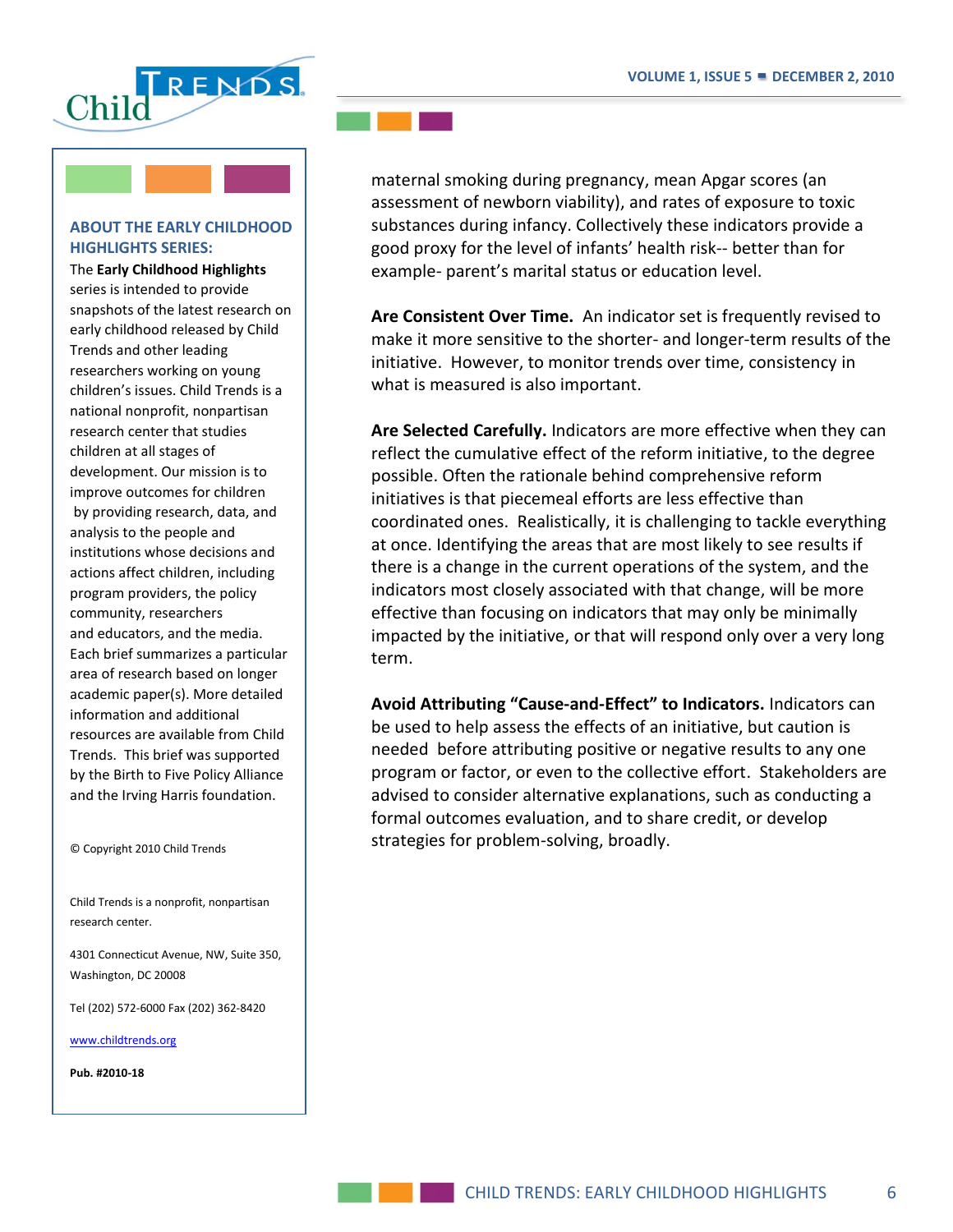maternal smoking during pregnancy, mean Apgar scores (an assessment of newborn viability), and rates of exposure to toxic substances during infancy. Collectively these indicators provide a good proxy for the level of infants' health risk-- better than for example- parent's marital status or education level.

**Are Consistent Over Time.** An indicator set is frequently revised to make it more sensitive to the shorter- and longer-term results of the initiative. However, to monitor trends over time, consistency in what is measured is also important.

**Are Selected Carefully.** Indicators are more effective when they can reflect the cumulative effect of the reform initiative, to the degree possible. Often the rationale behind comprehensive reform initiatives is that piecemeal efforts are less effective than coordinated ones. Realistically, it is challenging to tackle everything at once. Identifying the areas that are most likely to see results if there is a change in the current operations of the system, and the indicators most closely associated with that change, will be more effective than focusing on indicators that may only be minimally impacted by the initiative, or that will respond only over a very long term.

**Avoid Attributing "Cause-and-Effect" to Indicators.** Indicators can be used to help assess the effects of an initiative, but caution is needed before attributing positive or negative results to any one program or factor, or even to the collective effort. Stakeholders are advised to consider alternative explanations, such as conducting a formal outcomes evaluation, and to share credit, or develop strategies for problem-solving, broadly.

## ABOUT THE EARLY CHILDHOOD HIGHLIGHTS SERIES:

The **Early Childhood Highlights** series is intended to provide snapshots of the latest research on early childhood released by Child Trends and other leading researchers working on young children's issues. Child Trends is a national nonprofit, nonpartisan research center that studies children at all stages of development. Our mission is to improve outcomes for children by providing research, data, and analysis to the people and institutions whose decisions and actions affect children, including program providers, the policy community, researchers and educators, and the media. Each brief summarizes a particular area of research based on longer academic paper(s). More detailed information and additional resources are available from Child Trends. This brief was supported by the Birth to Five Policy Alliance and the Irving Harris foundation.

© Copyright 2010 Child Trends

Child Trends is a nonprofit, nonpartisan research center.

4301 Connecticut Avenue, NW, Suite 350, Washington, DC 20008

Tel (202) 572-6000 Fax (202) 362-8420

www.childtrends.org

**Pub. #2010-18**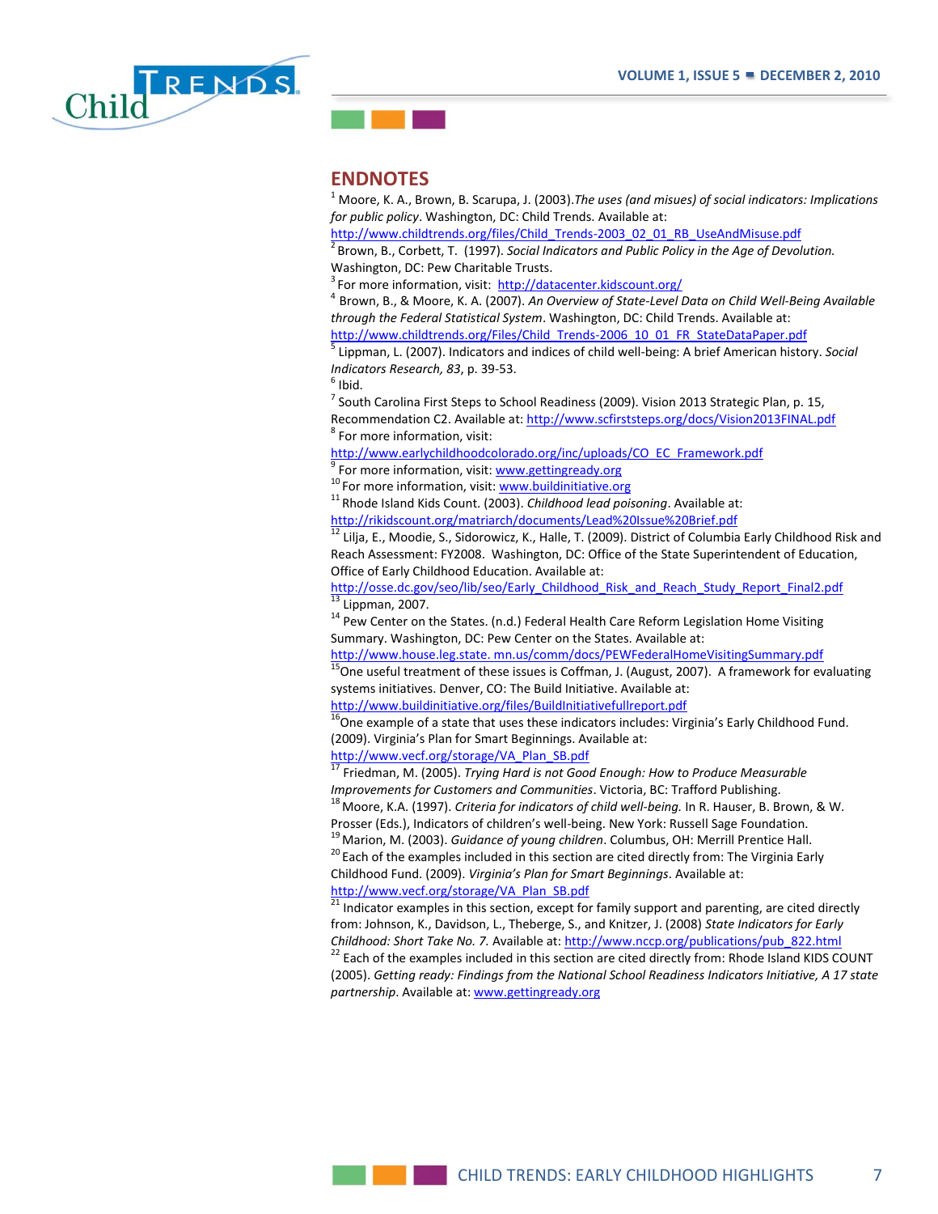## ENDNOTES

[1] Moore, K. A., Brown, B. Scarupa, J. (2003).*The uses (and misues) of social indicators: Implications for public policy*. Washington, DC: Child Trends. Available at: http://www.childtrends.org/files/Child_Trends-2003_02_01_RB_UseAndMisuse.pdf

[2] Brown, B., Corbett, T. (1997). *Social Indicators and Public Policy in the Age of Devolution.* Washington, DC: Pew Charitable Trusts.

[3] For more information, visit: http://datacenter.kidscount.org/

[4] Brown, B., & Moore, K. A. (2007). *An Overview of State-Level Data on Child Well-Being Available through the Federal Statistical System*. Washington, DC: Child Trends. Available at: http://www.childtrends.org/Files/Child_Trends-2006_10_01_FR_StateDataPaper.pdf

[5] Lippman, L. (2007). Indicators and indices of child well-being: A brief American history. *Social Indicators Research, 83*, p. 39-53.

[6] Ibid.

[7] South Carolina First Steps to School Readiness (2009). Vision 2013 Strategic Plan, p. 15, Recommendation C2. Available at: http://www.scfirststeps.org/docs/Vision2013FINAL.pdf

[8] For more information, visit: http://www.earlychildhoodcolorado.org/inc/uploads/CO_EC_Framework.pdf

[9] For more information, visit: www.gettingready.org

[10] For more information, visit: www.buildinitiative.org

[11] Rhode Island Kids Count. (2003). *Childhood lead poisoning*. Available at: http://rikidscount.org/matriarch/documents/Lead%20Issue%20Brief.pdf

[12] Lilja, E., Moodie, S., Sidorowicz, K., Halle, T. (2009). District of Columbia Early Childhood Risk and Reach Assessment: FY2008. Washington, DC: Office of the State Superintendent of Education, Office of Early Childhood Education. Available at: http://osse.dc.gov/seo/lib/seo/Early_Childhood_Risk_and_Reach_Study_Report_Final2.pdf

[13] Lippman, 2007.

[14] Pew Center on the States. (n.d.) Federal Health Care Reform Legislation Home Visiting Summary. Washington, DC: Pew Center on the States. Available at: http://www.house.leg.state. mn.us/comm/docs/PEWFederalHomeVisitingSummary.pdf

[15] One useful treatment of these issues is Coffman, J. (August, 2007). A framework for evaluating systems initiatives. Denver, CO: The Build Initiative. Available at: http://www.buildinitiative.org/files/BuildInitiativefullreport.pdf

[16] One example of a state that uses these indicators includes: Virginia's Early Childhood Fund. (2009). Virginia's Plan for Smart Beginnings. Available at: http://www.vecf.org/storage/VA_Plan_SB.pdf

[17] Friedman, M. (2005). *Trying Hard is not Good Enough: How to Produce Measurable Improvements for Customers and Communities*. Victoria, BC: Trafford Publishing.

[18] Moore, K.A. (1997). *Criteria for indicators of child well-being.* In R. Hauser, B. Brown, & W. Prosser (Eds.), Indicators of children's well-being. New York: Russell Sage Foundation.

[19] Marion, M. (2003). *Guidance of young children*. Columbus, OH: Merrill Prentice Hall.

[20] Each of the examples included in this section are cited directly from: The Virginia Early Childhood Fund. (2009). *Virginia's Plan for Smart Beginnings*. Available at: http://www.vecf.org/storage/VA_Plan_SB.pdf

[21] Indicator examples in this section, except for family support and parenting, are cited directly from: Johnson, K., Davidson, L., Theberge, S., and Knitzer, J. (2008) *State Indicators for Early Childhood: Short Take No. 7.* Available at: http://www.nccp.org/publications/pub_822.html

[22] Each of the examples included in this section are cited directly from: Rhode Island KIDS COUNT (2005). *Getting ready: Findings from the National School Readiness Indicators Initiative, A 17 state partnership*. Available at: www.gettingready.org